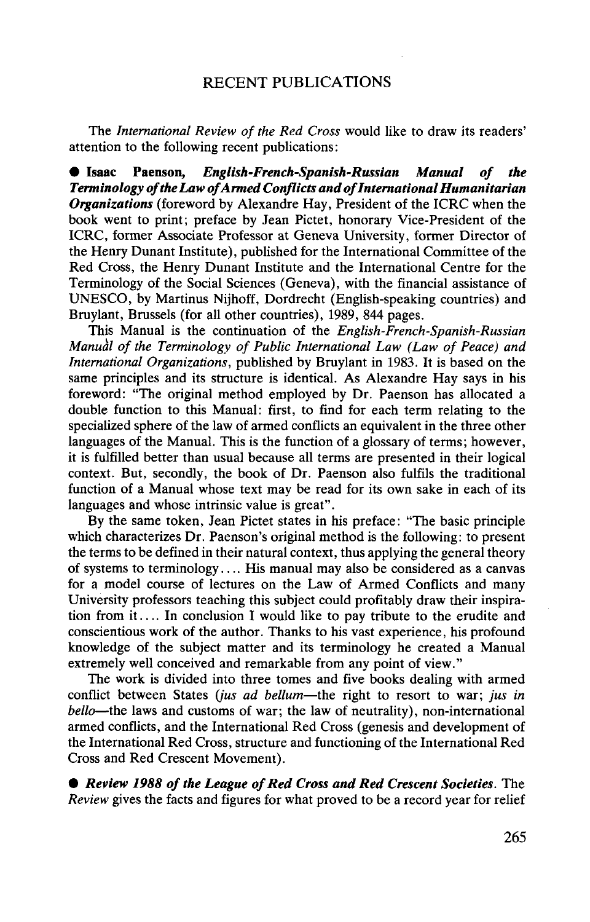# RECENT PUBLICATIONS

The *International Review of the Red Cross* would like to draw its readers' attention to the following recent publications:

● **Isaac Paenson, *English-French-Spanish-Russian Manual of the Terminology of the Law of Armed Conflicts and of International Humanitarian Organizations*** (foreword by Alexandre Hay, President of the ICRC when the book went to print; preface by Jean Pictet, honorary Vice-President of the ICRC, former Associate Professor at Geneva University, former Director of the Henry Dunant Institute), published for the International Committee of the Red Cross, the Henry Dunant Institute and the International Centre for the Terminology of the Social Sciences (Geneva), with the financial assistance of UNESCO, by Martinus Nijhoff, Dordrecht (English-speaking countries) and Bruylant, Brussels (for all other countries), 1989, 844 pages.

This Manual is the continuation of the *English-French-Spanish-Russian Manual of the Terminology of Public International Law (Law of Peace) and International Organizations*, published by Bruylant in 1983. It is based on the same principles and its structure is identical. As Alexandre Hay says in his foreword: "The original method employed by Dr. Paenson has allocated a double function to this Manual: first, to find for each term relating to the specialized sphere of the law of armed conflicts an equivalent in the three other languages of the Manual. This is the function of a glossary of terms; however, it is fulfilled better than usual because all terms are presented in their logical context. But, secondly, the book of Dr. Paenson also fulfils the traditional function of a Manual whose text may be read for its own sake in each of its languages and whose intrinsic value is great".

By the same token, Jean Pictet states in his preface: "The basic principle which characterizes Dr. Paenson's original method is the following: to present the terms to be defined in their natural context, thus applying the general theory of systems to terminology.... His manual may also be considered as a canvas for a model course of lectures on the Law of Armed Conflicts and many University professors teaching this subject could profitably draw their inspiration from it.... In conclusion I would like to pay tribute to the erudite and conscientious work of the author. Thanks to his vast experience, his profound knowledge of the subject matter and its terminology he created a Manual extremely well conceived and remarkable from any point of view."

The work is divided into three tomes and five books dealing with armed conflict between States (*jus ad bellum*—the right to resort to war; *jus in bello*—the laws and customs of war; the law of neutrality), non-international armed conflicts, and the International Red Cross (genesis and development of the International Red Cross, structure and functioning of the International Red Cross and Red Crescent Movement).

● ***Review 1988 of the League of Red Cross and Red Crescent Societies.*** The *Review* gives the facts and figures for what proved to be a record year for relief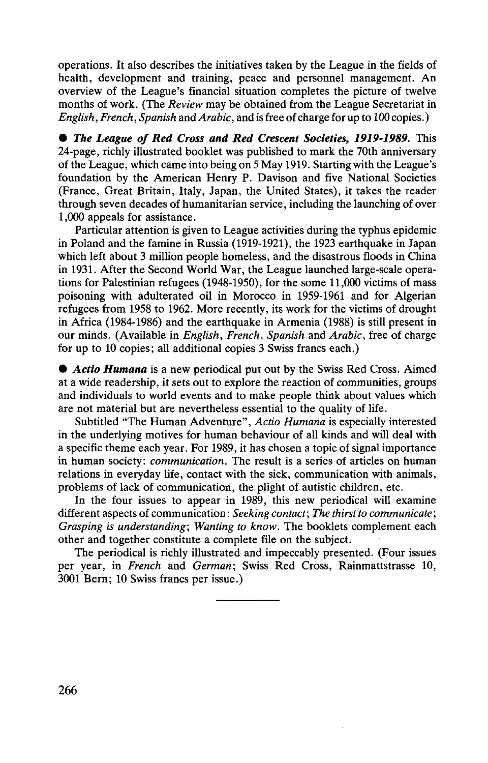operations. It also describes the initiatives taken by the League in the fields of health, development and training, peace and personnel management. An overview of the League's financial situation completes the picture of twelve months of work. (The *Review* may be obtained from the League Secretariat in *English*, *French*, *Spanish* and *Arabic*, and is free of charge for up to 100 copies.)

● ***The League of Red Cross and Red Crescent Societies, 1919-1989.*** This 24-page, richly illustrated booklet was published to mark the 70th anniversary of the League, which came into being on 5 May 1919. Starting with the League's foundation by the American Henry P. Davison and five National Societies (France, Great Britain, Italy, Japan, the United States), it takes the reader through seven decades of humanitarian service, including the launching of over 1,000 appeals for assistance.

Particular attention is given to League activities during the typhus epidemic in Poland and the famine in Russia (1919-1921), the 1923 earthquake in Japan which left about 3 million people homeless, and the disastrous floods in China in 1931. After the Second World War, the League launched large-scale operations for Palestinian refugees (1948-1950), for the some 11,000 victims of mass poisoning with adulterated oil in Morocco in 1959-1961 and for Algerian refugees from 1958 to 1962. More recently, its work for the victims of drought in Africa (1984-1986) and the earthquake in Armenia (1988) is still present in our minds. (Available in *English*, *French*, *Spanish* and *Arabic*, free of charge for up to 10 copies; all additional copies 3 Swiss francs each.)

● ***Actio Humana*** is a new periodical put out by the Swiss Red Cross. Aimed at a wide readership, it sets out to explore the reaction of communities, groups and individuals to world events and to make people think about values which are not material but are nevertheless essential to the quality of life.

Subtitled "The Human Adventure", *Actio Humana* is especially interested in the underlying motives for human behaviour of all kinds and will deal with a specific theme each year. For 1989, it has chosen a topic of signal importance in human society: *communication*. The result is a series of articles on human relations in everyday life, contact with the sick, communication with animals, problems of lack of communication, the plight of autistic children, etc.

In the four issues to appear in 1989, this new periodical will examine different aspects of communication: *Seeking contact*; *The thirst to communicate*; *Grasping is understanding*; *Wanting to know*. The booklets complement each other and together constitute a complete file on the subject.

The periodical is richly illustrated and impeccably presented. (Four issues per year, in *French* and *German*; Swiss Red Cross, Rainmattstrasse 10, 3001 Bern; 10 Swiss francs per issue.)